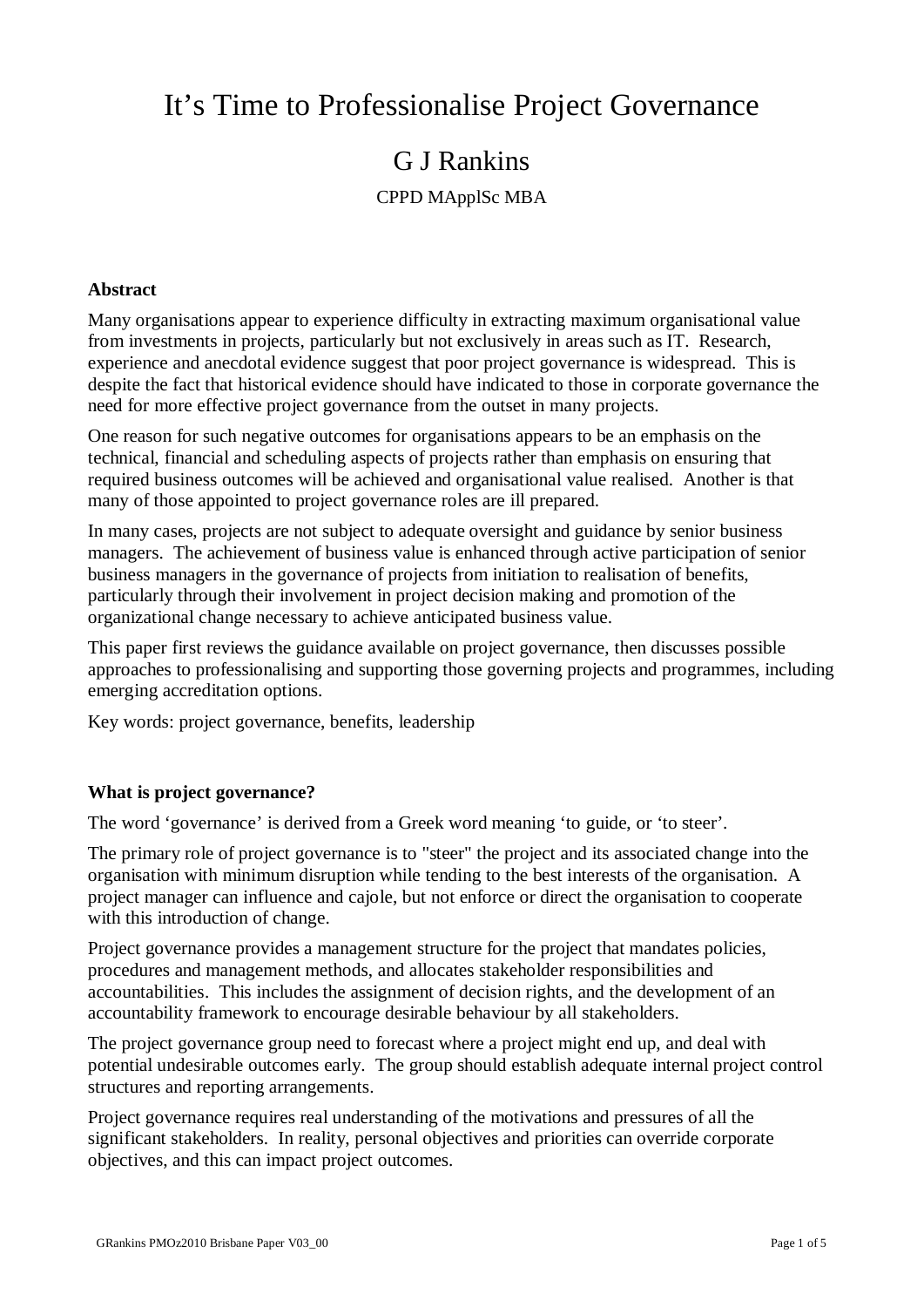# It's Time to Professionalise Project Governance

## G J Rankins

CPPD MApplSc MBA

### Abstract

Many organisations appear to experience difficulty in extracting maximum organisational value from investments in projects, particularly but not exclusively in areas such as IT. Research, experience and anecdotal evidence suggest that poor project governance is widespread. This is despite the fact that historical evidence should have indicated to those in corporate governance the need for more effective project governance from the outset in many projects.

One reason for such negative outcomes for organisations appears to be an emphasis on the technical, financial and scheduling aspects of projects rather than emphasis on ensuring that required business outcomes will be achieved and organisational value realised. Another is that many of those appointed to project governance roles are ill prepared.

In many cases, projects are not subject to adequate oversight and guidance by senior business managers. The achievement of business value is enhanced through active participation of senior business managers in the governance of projects from initiation to realisation of benefits, particularly through their involvement in project decision making and promotion of the organizational change necessary to achieve anticipated business value.

This paper first reviews the guidance available on project governance, then discusses possible approaches to professionalising and supporting those governing projects and programmes, including emerging accreditation options.

Key words: project governance, benefits, leadership

### What is project governance?

The word 'governance' is derived from a Greek word meaning 'to guide, or 'to steer'.

The primary role of project governance is to "steer" the project and its associated change into the organisation with minimum disruption while tending to the best interests of the organisation. A project manager can influence and cajole, but not enforce or direct the organisation to cooperate with this introduction of change.

Project governance provides a management structure for the project that mandates policies, procedures and management methods, and allocates stakeholder responsibilities and accountabilities. This includes the assignment of decision rights, and the development of an accountability framework to encourage desirable behaviour by all stakeholders.

The project governance group need to forecast where a project might end up, and deal with potential undesirable outcomes early. The group should establish adequate internal project control structures and reporting arrangements.

Project governance requires real understanding of the motivations and pressures of all the significant stakeholders. In reality, personal objectives and priorities can override corporate objectives, and this can impact project outcomes.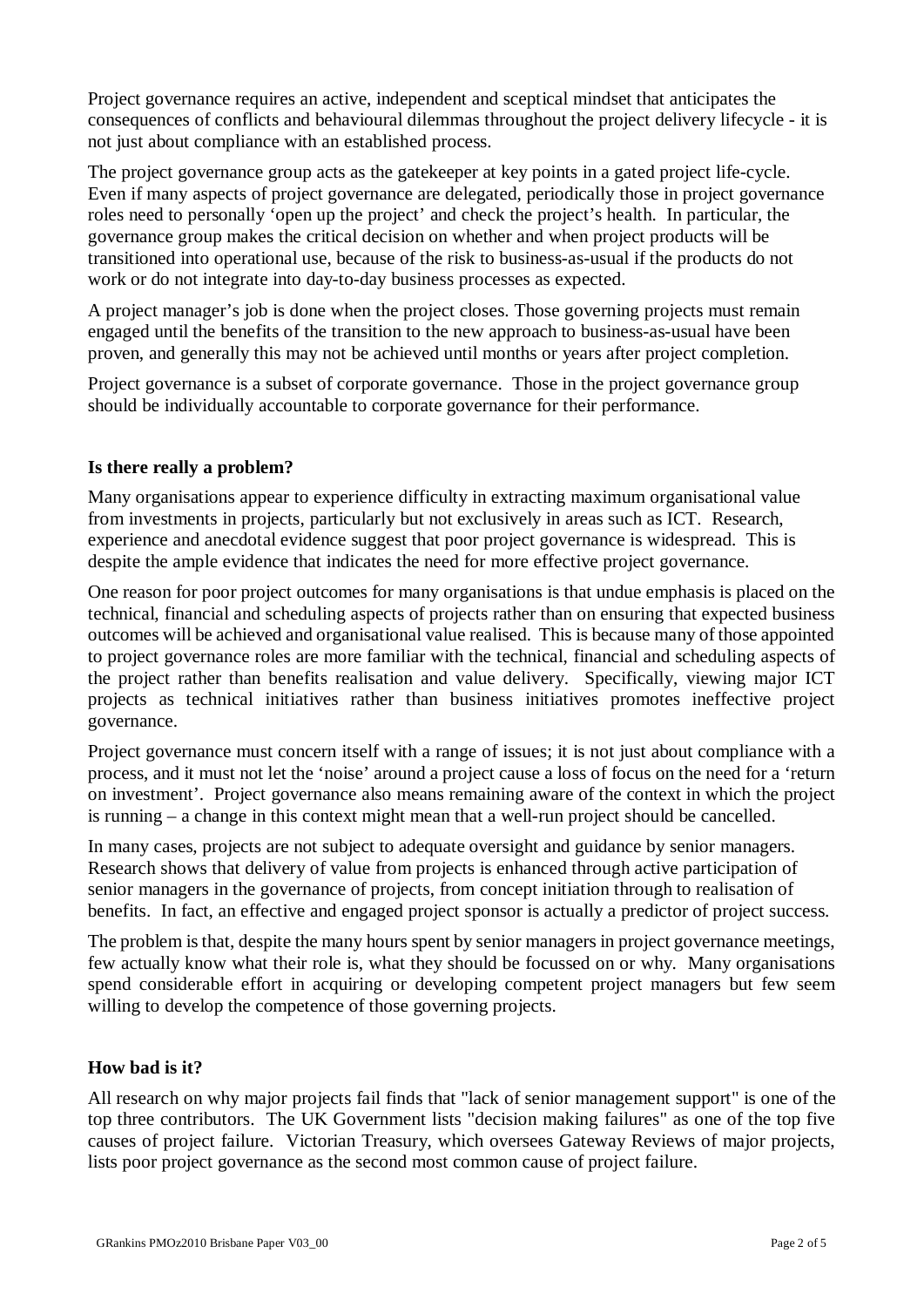Project governance requires an active, independent and sceptical mindset that anticipates the consequences of conflicts and behavioural dilemmas throughout the project delivery lifecycle - it is not just about compliance with an established process.

The project governance group acts as the gatekeeper at key points in a gated project life-cycle. Even if many aspects of project governance are delegated, periodically those in project governance roles need to personally 'open up the project' and check the project's health. In particular, the governance group makes the critical decision on whether and when project products will be transitioned into operational use, because of the risk to business-as-usual if the products do not work or do not integrate into day-to-day business processes as expected.

A project manager's job is done when the project closes. Those governing projects must remain engaged until the benefits of the transition to the new approach to business-as-usual have been proven, and generally this may not be achieved until months or years after project completion.

Project governance is a subset of corporate governance. Those in the project governance group should be individually accountable to corporate governance for their performance.

## Is there really a problem?

Many organisations appear to experience difficulty in extracting maximum organisational value from investments in projects, particularly but not exclusively in areas such as ICT. Research, experience and anecdotal evidence suggest that poor project governance is widespread. This is despite the ample evidence that indicates the need for more effective project governance.

One reason for poor project outcomes for many organisations is that undue emphasis is placed on the technical, financial and scheduling aspects of projects rather than on ensuring that expected business outcomes will be achieved and organisational value realised. This is because many of those appointed to project governance roles are more familiar with the technical, financial and scheduling aspects of the project rather than benefits realisation and value delivery. Specifically, viewing major ICT projects as technical initiatives rather than business initiatives promotes ineffective project governance.

Project governance must concern itself with a range of issues; it is not just about compliance with a process, and it must not let the 'noise' around a project cause a loss of focus on the need for a 'return on investment'. Project governance also means remaining aware of the context in which the project is running – a change in this context might mean that a well-run project should be cancelled.

In many cases, projects are not subject to adequate oversight and guidance by senior managers. Research shows that delivery of value from projects is enhanced through active participation of senior managers in the governance of projects, from concept initiation through to realisation of benefits. In fact, an effective and engaged project sponsor is actually a predictor of project success.

The problem is that, despite the many hours spent by senior managers in project governance meetings, few actually know what their role is, what they should be focussed on or why. Many organisations spend considerable effort in acquiring or developing competent project managers but few seem willing to develop the competence of those governing projects.

## How bad is it?

All research on why major projects fail finds that "lack of senior management support" is one of the top three contributors. The UK Government lists "decision making failures" as one of the top five causes of project failure. Victorian Treasury, which oversees Gateway Reviews of major projects, lists poor project governance as the second most common cause of project failure.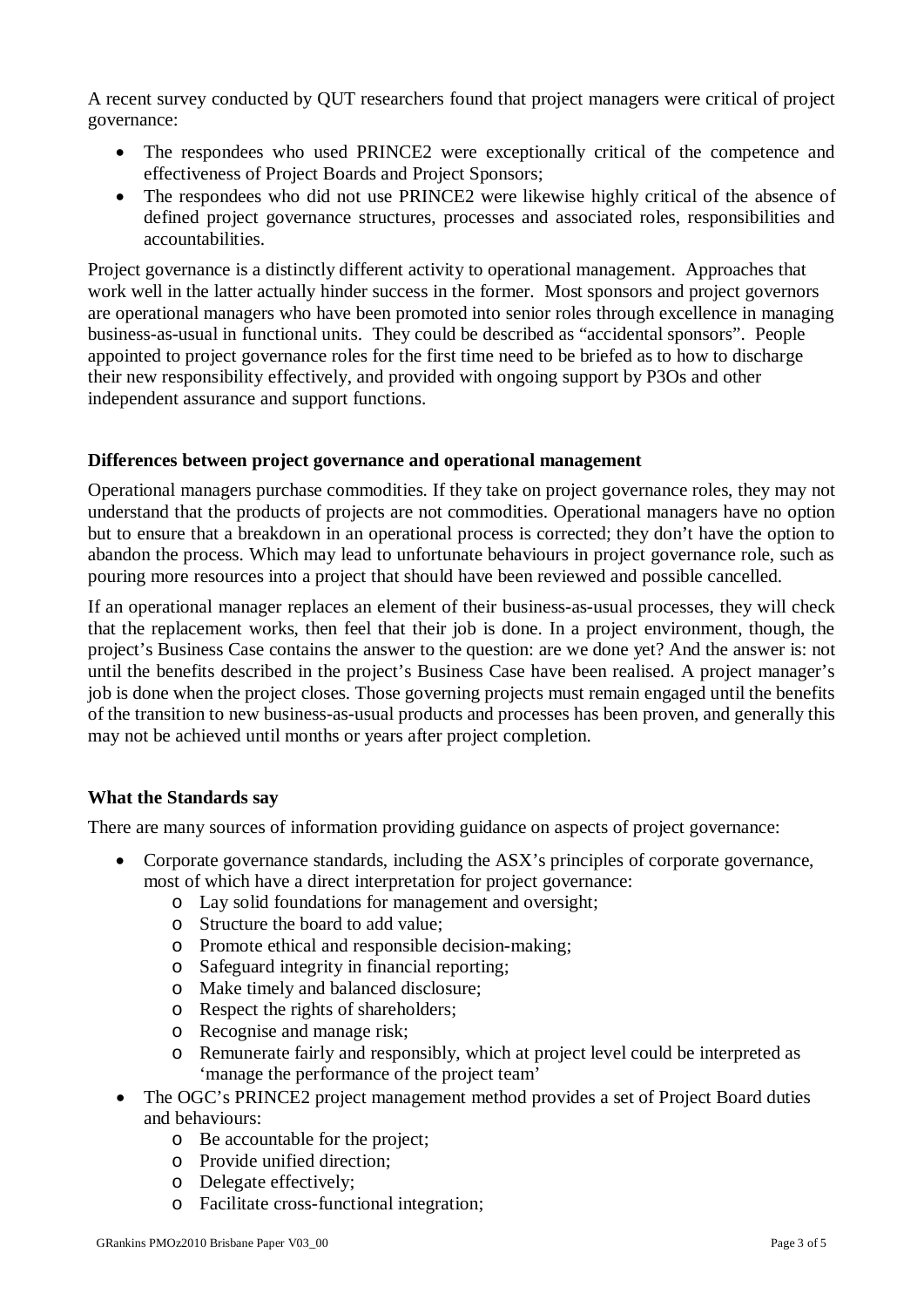A recent survey conducted by QUT researchers found that project managers were critical of project governance:

- The respondees who used PRINCE2 were exceptionally critical of the competence and effectiveness of Project Boards and Project Sponsors;
- The respondees who did not use PRINCE2 were likewise highly critical of the absence of defined project governance structures, processes and associated roles, responsibilities and accountabilities.

Project governance is a distinctly different activity to operational management. Approaches that work well in the latter actually hinder success in the former. Most sponsors and project governors are operational managers who have been promoted into senior roles through excellence in managing business-as-usual in functional units. They could be described as "accidental sponsors". People appointed to project governance roles for the first time need to be briefed as to how to discharge their new responsibility effectively, and provided with ongoing support by P3Os and other independent assurance and support functions.

**Differences between project governance and operational management**

Operational managers purchase commodities. If they take on project governance roles, they may not understand that the products of projects are not commodities. Operational managers have no option but to ensure that a breakdown in an operational process is corrected; they don't have the option to abandon the process. Which may lead to unfortunate behaviours in project governance role, such as pouring more resources into a project that should have been reviewed and possible cancelled.

If an operational manager replaces an element of their business-as-usual processes, they will check that the replacement works, then feel that their job is done. In a project environment, though, the project's Business Case contains the answer to the question: are we done yet? And the answer is: not until the benefits described in the project's Business Case have been realised. A project manager's job is done when the project closes. Those governing projects must remain engaged until the benefits of the transition to new business-as-usual products and processes has been proven, and generally this may not be achieved until months or years after project completion.

**What the Standards say**

There are many sources of information providing guidance on aspects of project governance:

- Corporate governance standards, including the ASX's principles of corporate governance, most of which have a direct interpretation for project governance:
  - Lay solid foundations for management and oversight;
  - Structure the board to add value;
  - Promote ethical and responsible decision-making;
  - Safeguard integrity in financial reporting;
  - Make timely and balanced disclosure;
  - Respect the rights of shareholders;
  - Recognise and manage risk;
  - Remunerate fairly and responsibly, which at project level could be interpreted as 'manage the performance of the project team'
- The OGC's PRINCE2 project management method provides a set of Project Board duties and behaviours:
  - Be accountable for the project;
  - Provide unified direction;
  - Delegate effectively;
  - Facilitate cross-functional integration;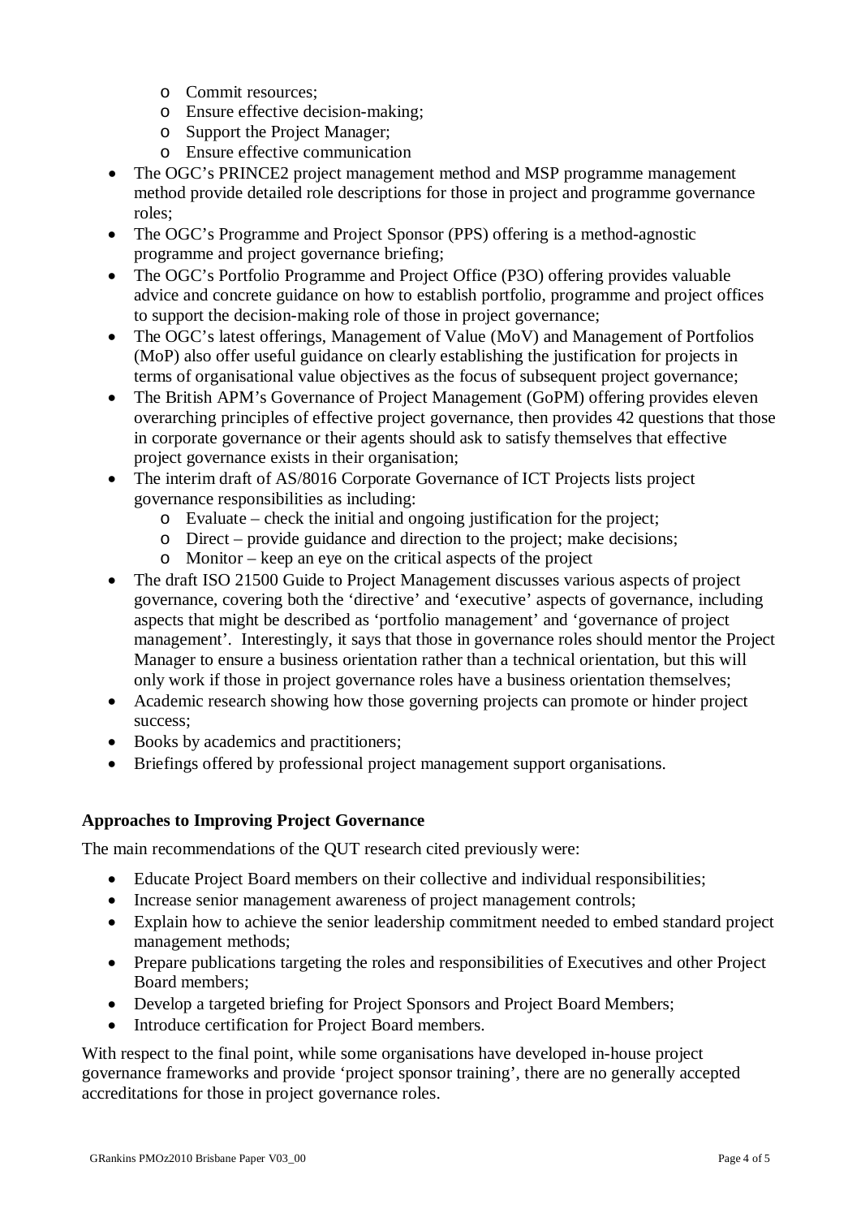- Commit resources;
  - Ensure effective decision-making;
  - Support the Project Manager;
  - Ensure effective communication
- The OGC's PRINCE2 project management method and MSP programme management method provide detailed role descriptions for those in project and programme governance roles;
- The OGC's Programme and Project Sponsor (PPS) offering is a method-agnostic programme and project governance briefing;
- The OGC's Portfolio Programme and Project Office (P3O) offering provides valuable advice and concrete guidance on how to establish portfolio, programme and project offices to support the decision-making role of those in project governance;
- The OGC's latest offerings, Management of Value (MoV) and Management of Portfolios (MoP) also offer useful guidance on clearly establishing the justification for projects in terms of organisational value objectives as the focus of subsequent project governance;
- The British APM's Governance of Project Management (GoPM) offering provides eleven overarching principles of effective project governance, then provides 42 questions that those in corporate governance or their agents should ask to satisfy themselves that effective project governance exists in their organisation;
- The interim draft of AS/8016 Corporate Governance of ICT Projects lists project governance responsibilities as including:
  - Evaluate – check the initial and ongoing justification for the project;
  - Direct – provide guidance and direction to the project; make decisions;
  - Monitor – keep an eye on the critical aspects of the project
- The draft ISO 21500 Guide to Project Management discusses various aspects of project governance, covering both the 'directive' and 'executive' aspects of governance, including aspects that might be described as 'portfolio management' and 'governance of project management'. Interestingly, it says that those in governance roles should mentor the Project Manager to ensure a business orientation rather than a technical orientation, but this will only work if those in project governance roles have a business orientation themselves;
- Academic research showing how those governing projects can promote or hinder project success;
- Books by academics and practitioners;
- Briefings offered by professional project management support organisations.

**Approaches to Improving Project Governance**

The main recommendations of the QUT research cited previously were:

- Educate Project Board members on their collective and individual responsibilities;
- Increase senior management awareness of project management controls;
- Explain how to achieve the senior leadership commitment needed to embed standard project management methods;
- Prepare publications targeting the roles and responsibilities of Executives and other Project Board members;
- Develop a targeted briefing for Project Sponsors and Project Board Members;
- Introduce certification for Project Board members.

With respect to the final point, while some organisations have developed in-house project governance frameworks and provide 'project sponsor training', there are no generally accepted accreditations for those in project governance roles.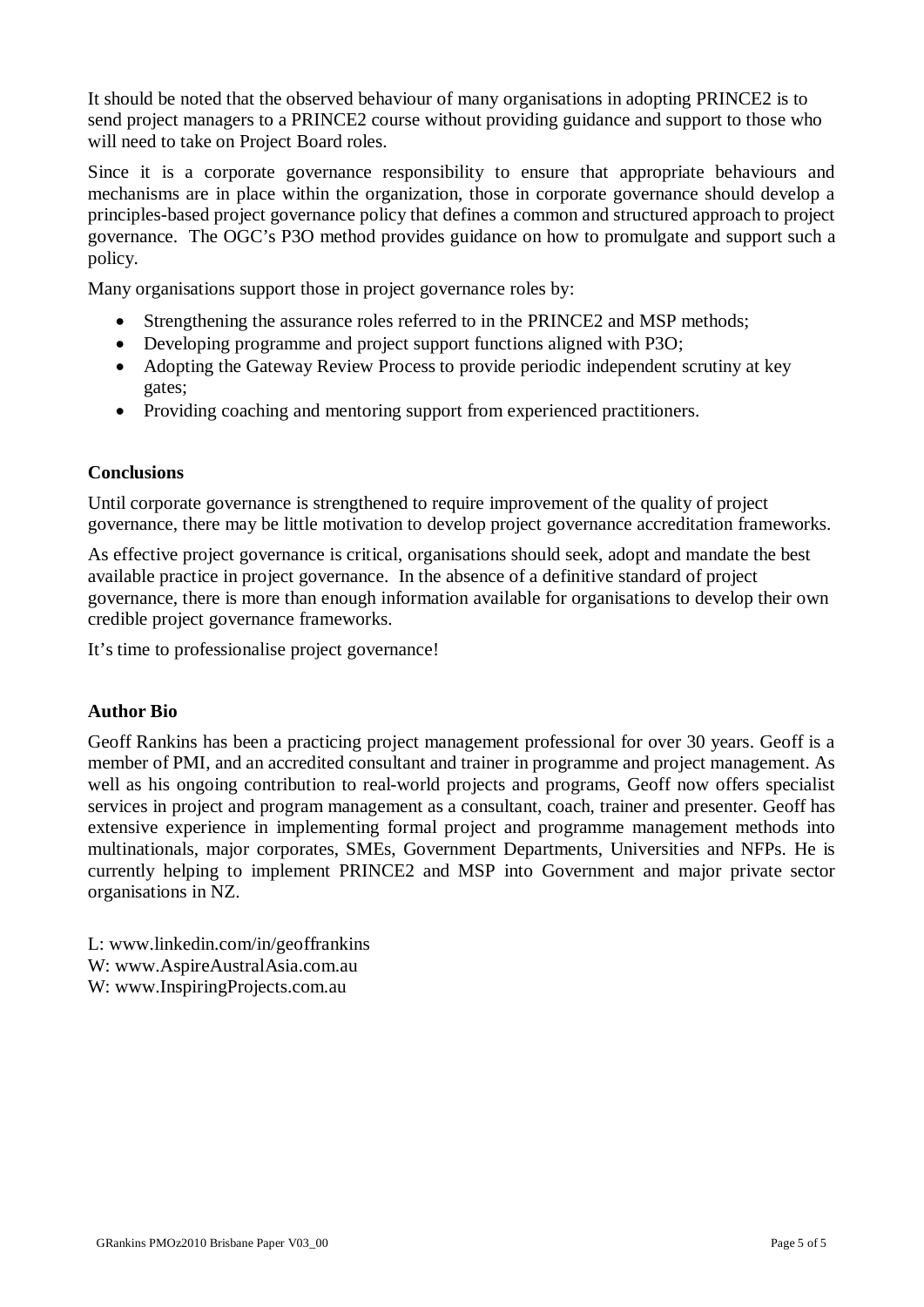It should be noted that the observed behaviour of many organisations in adopting PRINCE2 is to send project managers to a PRINCE2 course without providing guidance and support to those who will need to take on Project Board roles.

Since it is a corporate governance responsibility to ensure that appropriate behaviours and mechanisms are in place within the organization, those in corporate governance should develop a principles-based project governance policy that defines a common and structured approach to project governance. The OGC's P3O method provides guidance on how to promulgate and support such a policy.

Many organisations support those in project governance roles by:

- Strengthening the assurance roles referred to in the PRINCE2 and MSP methods;
- Developing programme and project support functions aligned with P3O;
- Adopting the Gateway Review Process to provide periodic independent scrutiny at key gates;
- Providing coaching and mentoring support from experienced practitioners.

**Conclusions**

Until corporate governance is strengthened to require improvement of the quality of project governance, there may be little motivation to develop project governance accreditation frameworks.

As effective project governance is critical, organisations should seek, adopt and mandate the best available practice in project governance. In the absence of a definitive standard of project governance, there is more than enough information available for organisations to develop their own credible project governance frameworks.

It's time to professionalise project governance!

**Author Bio**

Geoff Rankins has been a practicing project management professional for over 30 years. Geoff is a member of PMI, and an accredited consultant and trainer in programme and project management. As well as his ongoing contribution to real-world projects and programs, Geoff now offers specialist services in project and program management as a consultant, coach, trainer and presenter. Geoff has extensive experience in implementing formal project and programme management methods into multinationals, major corporates, SMEs, Government Departments, Universities and NFPs. He is currently helping to implement PRINCE2 and MSP into Government and major private sector organisations in NZ.

L: www.linkedin.com/in/geoffrankins
W: www.AspireAustralAsia.com.au
W: www.InspiringProjects.com.au